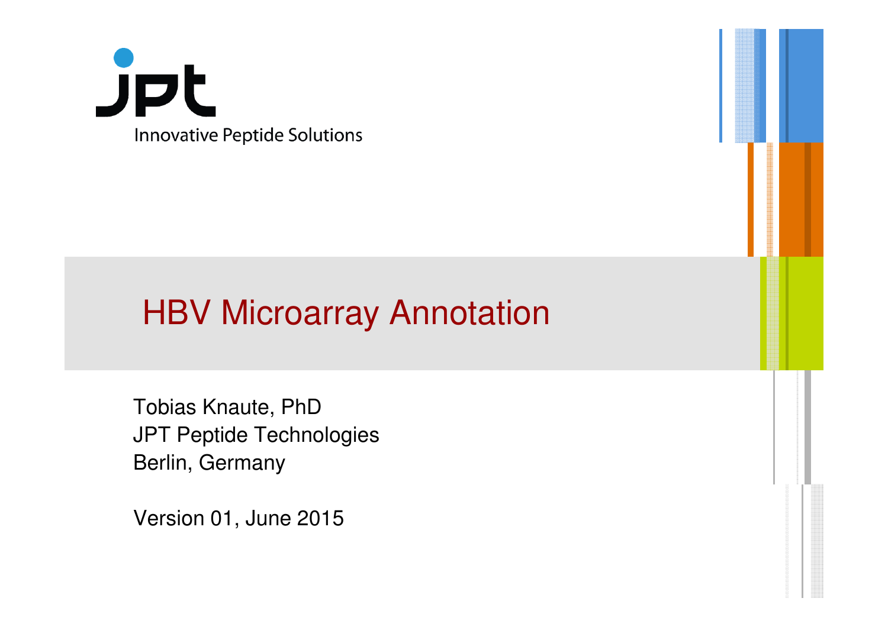jpt

Innovative Peptide Solutions

# HBV Microarray Annotation

Tobias Knaute, PhD
JPT Peptide Technologies
Berlin, Germany

Version 01, June 2015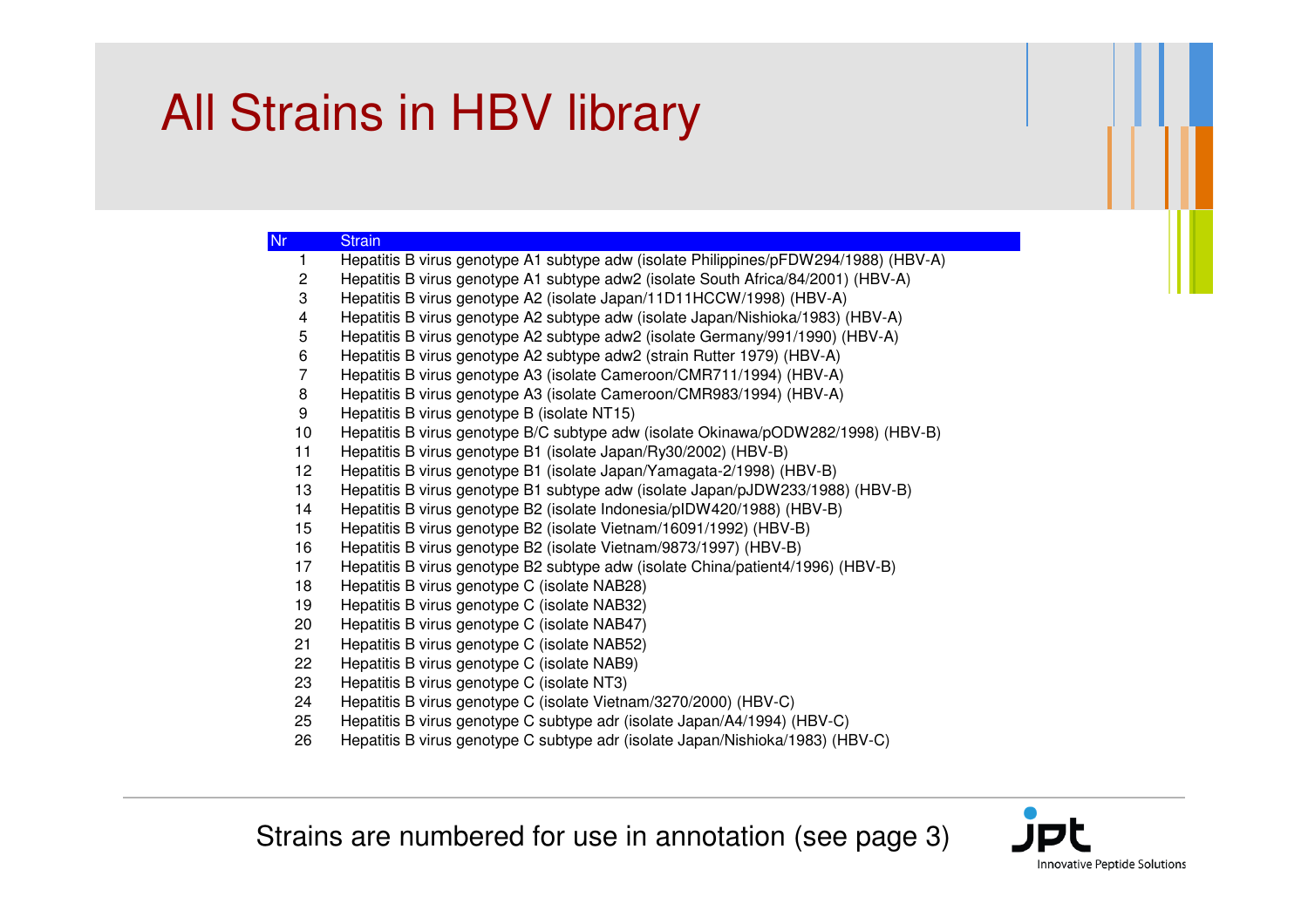# All Strains in HBV library

| Nr | Strain |
|---|---|
| 1 | Hepatitis B virus genotype A1 subtype adw (isolate Philippines/pFDW294/1988) (HBV-A) |
| 2 | Hepatitis B virus genotype A1 subtype adw2 (isolate South Africa/84/2001) (HBV-A) |
| 3 | Hepatitis B virus genotype A2 (isolate Japan/11D11HCCW/1998) (HBV-A) |
| 4 | Hepatitis B virus genotype A2 subtype adw (isolate Japan/Nishioka/1983) (HBV-A) |
| 5 | Hepatitis B virus genotype A2 subtype adw2 (isolate Germany/991/1990) (HBV-A) |
| 6 | Hepatitis B virus genotype A2 subtype adw2 (strain Rutter 1979) (HBV-A) |
| 7 | Hepatitis B virus genotype A3 (isolate Cameroon/CMR711/1994) (HBV-A) |
| 8 | Hepatitis B virus genotype A3 (isolate Cameroon/CMR983/1994) (HBV-A) |
| 9 | Hepatitis B virus genotype B (isolate NT15) |
| 10 | Hepatitis B virus genotype B/C subtype adw (isolate Okinawa/pODW282/1998) (HBV-B) |
| 11 | Hepatitis B virus genotype B1 (isolate Japan/Ry30/2002) (HBV-B) |
| 12 | Hepatitis B virus genotype B1 (isolate Japan/Yamagata-2/1998) (HBV-B) |
| 13 | Hepatitis B virus genotype B1 subtype adw (isolate Japan/pJDW233/1988) (HBV-B) |
| 14 | Hepatitis B virus genotype B2 (isolate Indonesia/pIDW420/1988) (HBV-B) |
| 15 | Hepatitis B virus genotype B2 (isolate Vietnam/16091/1992) (HBV-B) |
| 16 | Hepatitis B virus genotype B2 (isolate Vietnam/9873/1997) (HBV-B) |
| 17 | Hepatitis B virus genotype B2 subtype adw (isolate China/patient4/1996) (HBV-B) |
| 18 | Hepatitis B virus genotype C (isolate NAB28) |
| 19 | Hepatitis B virus genotype C (isolate NAB32) |
| 20 | Hepatitis B virus genotype C (isolate NAB47) |
| 21 | Hepatitis B virus genotype C (isolate NAB52) |
| 22 | Hepatitis B virus genotype C (isolate NAB9) |
| 23 | Hepatitis B virus genotype C (isolate NT3) |
| 24 | Hepatitis B virus genotype C (isolate Vietnam/3270/2000) (HBV-C) |
| 25 | Hepatitis B virus genotype C subtype adr (isolate Japan/A4/1994) (HBV-C) |
| 26 | Hepatitis B virus genotype C subtype adr (isolate Japan/Nishioka/1983) (HBV-C) |

Strains are numbered for use in annotation (see page 3)

jpt Innovative Peptide Solutions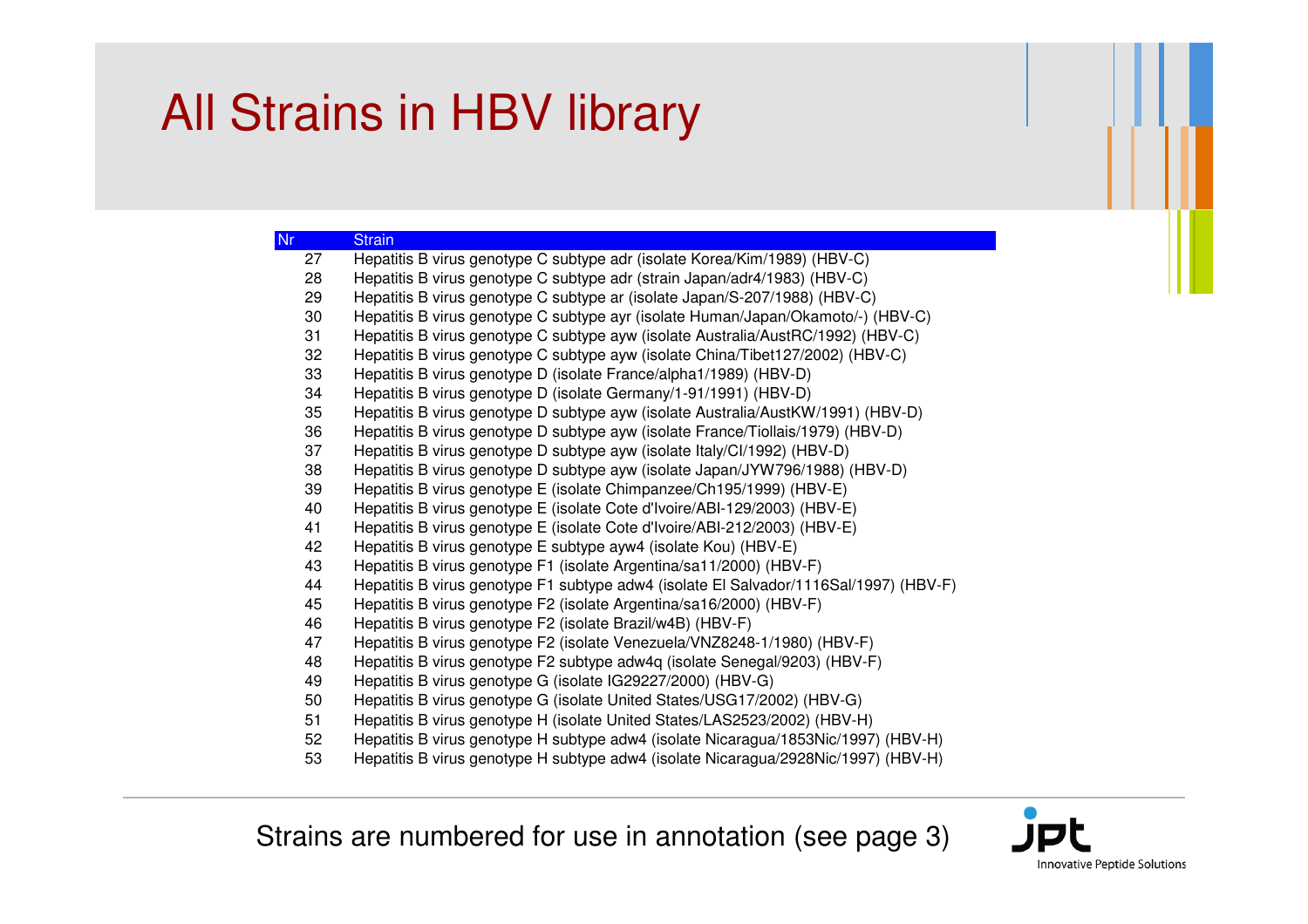# All Strains in HBV library

| Nr | Strain |
|---|---|
| 27 | Hepatitis B virus genotype C subtype adr (isolate Korea/Kim/1989) (HBV-C) |
| 28 | Hepatitis B virus genotype C subtype adr (strain Japan/adr4/1983) (HBV-C) |
| 29 | Hepatitis B virus genotype C subtype ar (isolate Japan/S-207/1988) (HBV-C) |
| 30 | Hepatitis B virus genotype C subtype ayr (isolate Human/Japan/Okamoto/-) (HBV-C) |
| 31 | Hepatitis B virus genotype C subtype ayw (isolate Australia/AustRC/1992) (HBV-C) |
| 32 | Hepatitis B virus genotype C subtype ayw (isolate China/Tibet127/2002) (HBV-C) |
| 33 | Hepatitis B virus genotype D (isolate France/alpha1/1989) (HBV-D) |
| 34 | Hepatitis B virus genotype D (isolate Germany/1-91/1991) (HBV-D) |
| 35 | Hepatitis B virus genotype D subtype ayw (isolate Australia/AustKW/1991) (HBV-D) |
| 36 | Hepatitis B virus genotype D subtype ayw (isolate France/Tiollais/1979) (HBV-D) |
| 37 | Hepatitis B virus genotype D subtype ayw (isolate Italy/CI/1992) (HBV-D) |
| 38 | Hepatitis B virus genotype D subtype ayw (isolate Japan/JYW796/1988) (HBV-D) |
| 39 | Hepatitis B virus genotype E (isolate Chimpanzee/Ch195/1999) (HBV-E) |
| 40 | Hepatitis B virus genotype E (isolate Cote d'Ivoire/ABI-129/2003) (HBV-E) |
| 41 | Hepatitis B virus genotype E (isolate Cote d'Ivoire/ABI-212/2003) (HBV-E) |
| 42 | Hepatitis B virus genotype E subtype ayw4 (isolate Kou) (HBV-E) |
| 43 | Hepatitis B virus genotype F1 (isolate Argentina/sa11/2000) (HBV-F) |
| 44 | Hepatitis B virus genotype F1 subtype adw4 (isolate El Salvador/1116Sal/1997) (HBV-F) |
| 45 | Hepatitis B virus genotype F2 (isolate Argentina/sa16/2000) (HBV-F) |
| 46 | Hepatitis B virus genotype F2 (isolate Brazil/w4B) (HBV-F) |
| 47 | Hepatitis B virus genotype F2 (isolate Venezuela/VNZ8248-1/1980) (HBV-F) |
| 48 | Hepatitis B virus genotype F2 subtype adw4q (isolate Senegal/9203) (HBV-F) |
| 49 | Hepatitis B virus genotype G (isolate IG29227/2000) (HBV-G) |
| 50 | Hepatitis B virus genotype G (isolate United States/USG17/2002) (HBV-G) |
| 51 | Hepatitis B virus genotype H (isolate United States/LAS2523/2002) (HBV-H) |
| 52 | Hepatitis B virus genotype H subtype adw4 (isolate Nicaragua/1853Nic/1997) (HBV-H) |
| 53 | Hepatitis B virus genotype H subtype adw4 (isolate Nicaragua/2928Nic/1997) (HBV-H) |

Strains are numbered for use in annotation (see page 3)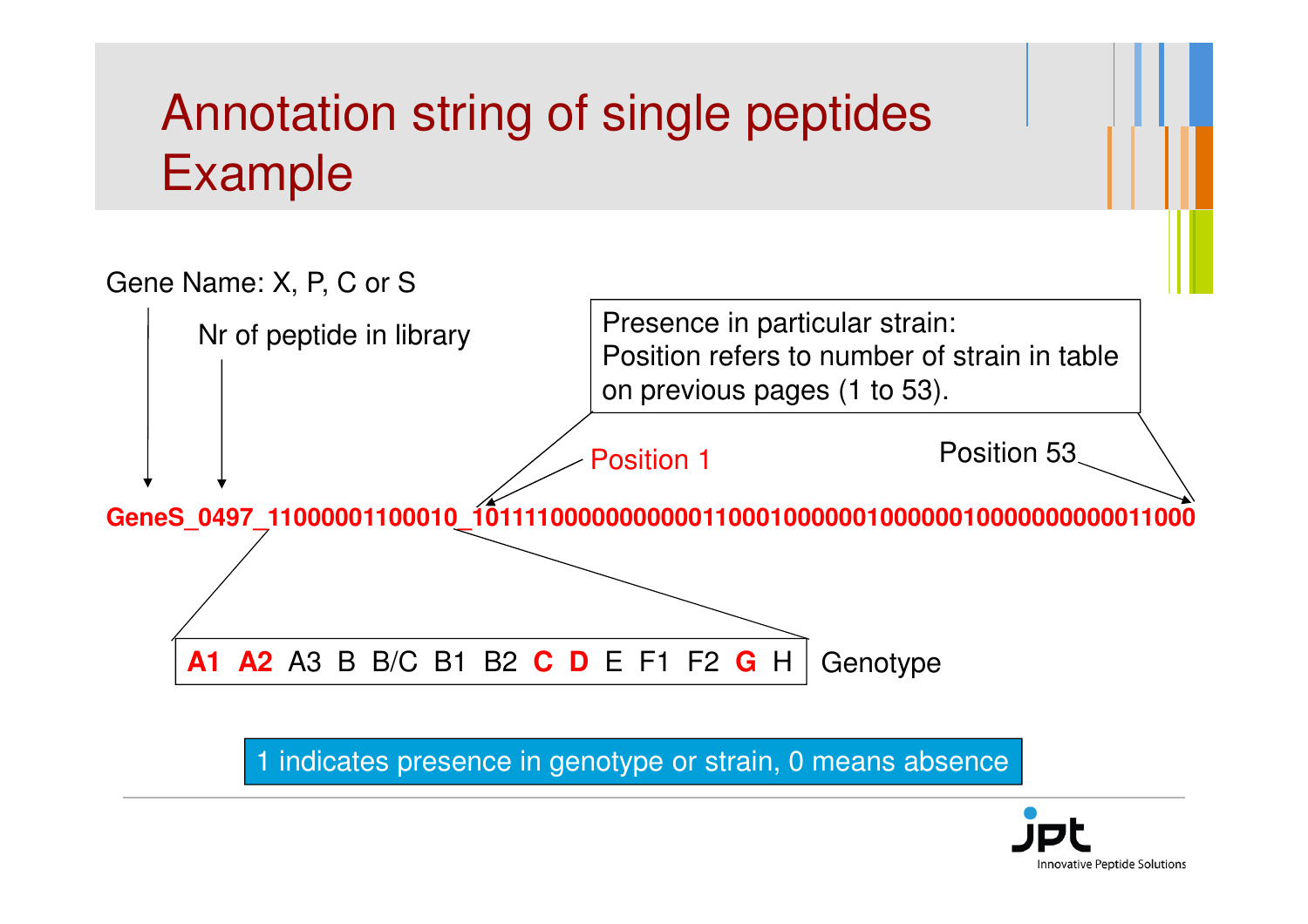# Annotation string of single peptides Example

Gene Name: X, P, C or S

Nr of peptide in library

Presence in particular strain:
Position refers to number of strain in table on previous pages (1 to 53).

Position 1

Position 53

**GeneS_0497_11000001100010_10111100000000000110001000000100000010000000000011000**

| **A1** | **A2** | A3 | B | B/C | B1 | B2 | **C** | **D** | E | F1 | F2 | **G** | H |
|---|---|---|---|---|---|---|---|---|---|---|---|---|---|

Genotype

1 indicates presence in genotype or strain, 0 means absence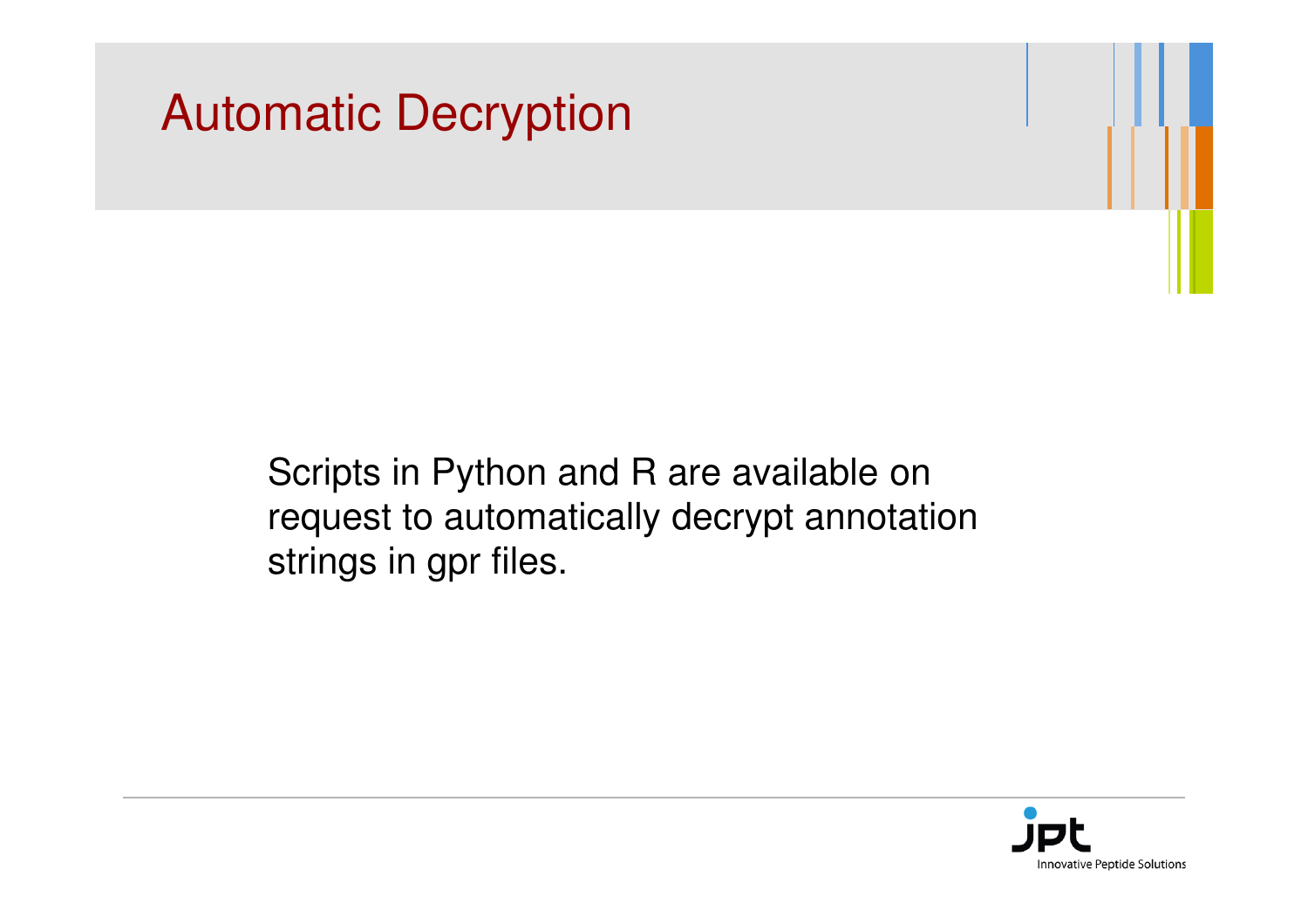# Automatic Decryption

Scripts in Python and R are available on request to automatically decrypt annotation strings in gpr files.